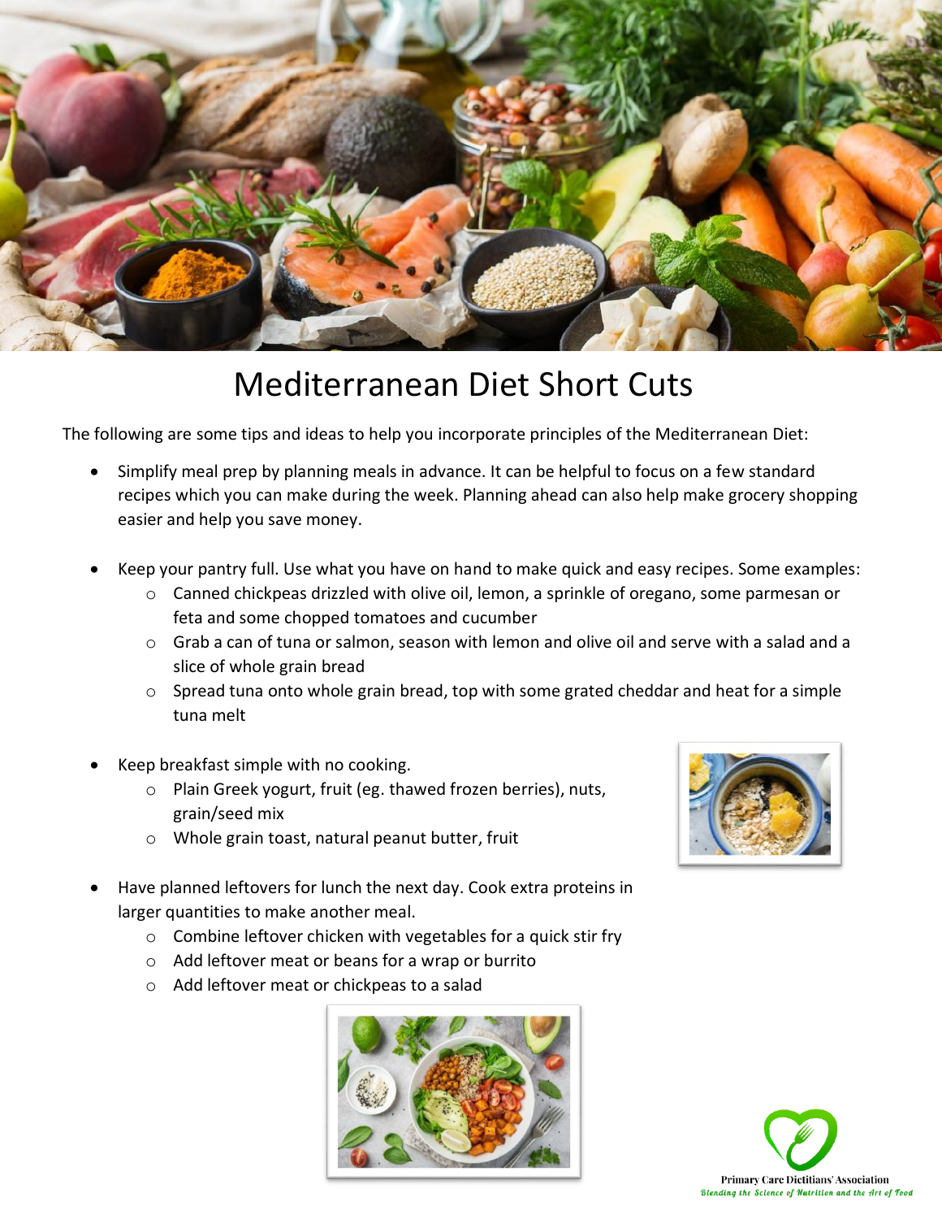# Mediterranean Diet Short Cuts

The following are some tips and ideas to help you incorporate principles of the Mediterranean Diet:

- Simplify meal prep by planning meals in advance. It can be helpful to focus on a few standard recipes which you can make during the week. Planning ahead can also help make grocery shopping easier and help you save money.

- Keep your pantry full. Use what you have on hand to make quick and easy recipes. Some examples:
  - Canned chickpeas drizzled with olive oil, lemon, a sprinkle of oregano, some parmesan or feta and some chopped tomatoes and cucumber
  - Grab a can of tuna or salmon, season with lemon and olive oil and serve with a salad and a slice of whole grain bread
  - Spread tuna onto whole grain bread, top with some grated cheddar and heat for a simple tuna melt

- Keep breakfast simple with no cooking.
  - Plain Greek yogurt, fruit (eg. thawed frozen berries), nuts, grain/seed mix
  - Whole grain toast, natural peanut butter, fruit

- Have planned leftovers for lunch the next day. Cook extra proteins in larger quantities to make another meal.
  - Combine leftover chicken with vegetables for a quick stir fry
  - Add leftover meat or beans for a wrap or burrito
  - Add leftover meat or chickpeas to a salad

Primary Care Dietitians' Association
*Blending the Science of Nutrition and the Art of Food*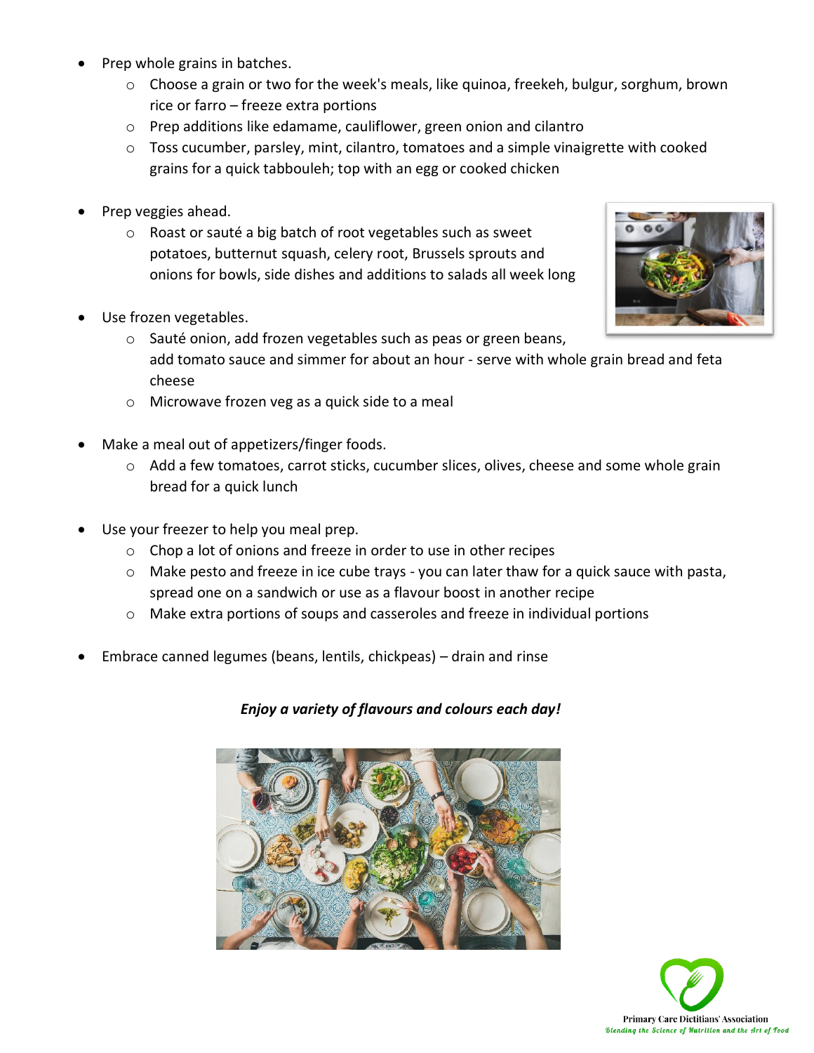- Prep whole grains in batches.
  - Choose a grain or two for the week's meals, like quinoa, freekeh, bulgur, sorghum, brown rice or farro – freeze extra portions
  - Prep additions like edamame, cauliflower, green onion and cilantro
  - Toss cucumber, parsley, mint, cilantro, tomatoes and a simple vinaigrette with cooked grains for a quick tabbouleh; top with an egg or cooked chicken

- Prep veggies ahead.
  - Roast or sauté a big batch of root vegetables such as sweet potatoes, butternut squash, celery root, Brussels sprouts and onions for bowls, side dishes and additions to salads all week long

- Use frozen vegetables.
  - Sauté onion, add frozen vegetables such as peas or green beans, add tomato sauce and simmer for about an hour - serve with whole grain bread and feta cheese
  - Microwave frozen veg as a quick side to a meal

- Make a meal out of appetizers/finger foods.
  - Add a few tomatoes, carrot sticks, cucumber slices, olives, cheese and some whole grain bread for a quick lunch

- Use your freezer to help you meal prep.
  - Chop a lot of onions and freeze in order to use in other recipes
  - Make pesto and freeze in ice cube trays - you can later thaw for a quick sauce with pasta, spread one on a sandwich or use as a flavour boost in another recipe
  - Make extra portions of soups and casseroles and freeze in individual portions

- Embrace canned legumes (beans, lentils, chickpeas) – drain and rinse

***Enjoy a variety of flavours and colours each day!***

Primary Care Dietitians' Association
*Blending the Science of Nutrition and the Art of Food*